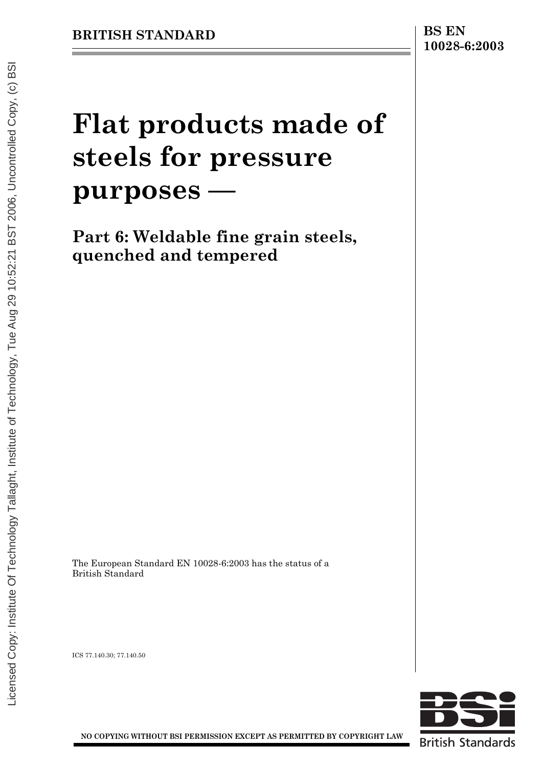BRITISH STANDARD

BS EN 10028-6:2003

# Flat products made of steels for pressure purposes —

## Part 6: Weldable fine grain steels, quenched and tempered

The European Standard EN 10028-6:2003 has the status of a British Standard

ICS 77.140.30; 77.140.50

NO COPYING WITHOUT BSI PERMISSION EXCEPT AS PERMITTED BY COPYRIGHT LAW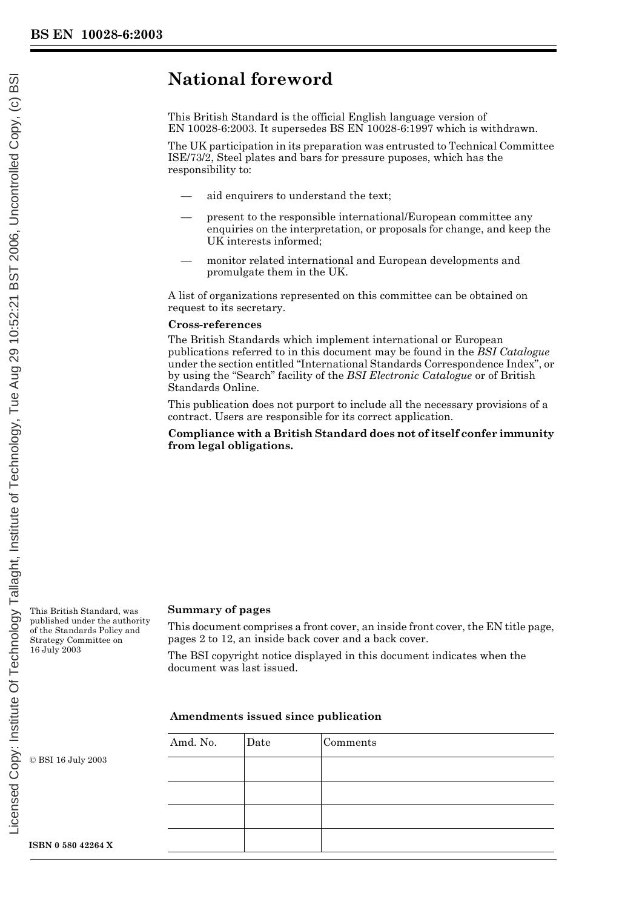# National foreword

This British Standard is the official English language version of EN 10028-6:2003. It supersedes BS EN 10028-6:1997 which is withdrawn.

The UK participation in its preparation was entrusted to Technical Committee ISE/73/2, Steel plates and bars for pressure puposes, which has the responsibility to:

- aid enquirers to understand the text;
- present to the responsible international/European committee any enquiries on the interpretation, or proposals for change, and keep the UK interests informed;
- monitor related international and European developments and promulgate them in the UK.

A list of organizations represented on this committee can be obtained on request to its secretary.

**Cross-references**

The British Standards which implement international or European publications referred to in this document may be found in the *BSI Catalogue* under the section entitled "International Standards Correspondence Index", or by using the "Search" facility of the *BSI Electronic Catalogue* or of British Standards Online.

This publication does not purport to include all the necessary provisions of a contract. Users are responsible for its correct application.

**Compliance with a British Standard does not of itself confer immunity from legal obligations.**

This British Standard, was published under the authority of the Standards Policy and Strategy Committee on 16 July 2003

© BSI 16 July 2003

ISBN 0 580 42264 X

**Summary of pages**

This document comprises a front cover, an inside front cover, the EN title page, pages 2 to 12, an inside back cover and a back cover.

The BSI copyright notice displayed in this document indicates when the document was last issued.

**Amendments issued since publication**

| Amd. No. | Date | Comments |
|---|---|---|
| | | |
| | | |
| | | |
| | | |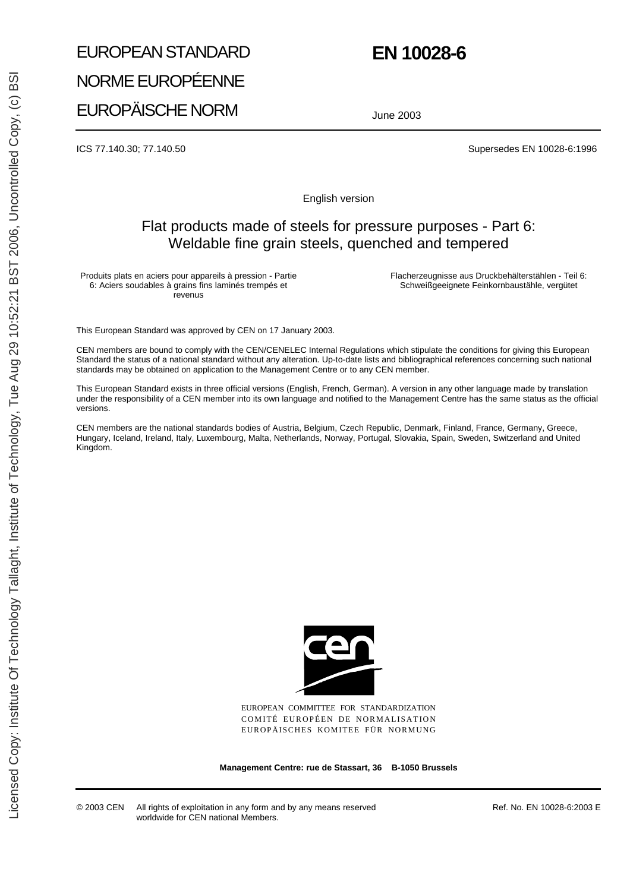EUROPEAN STANDARD

NORME EUROPÉENNE

EUROPÄISCHE NORM

# EN 10028-6

June 2003

ICS 77.140.30; 77.140.50

Supersedes EN 10028-6:1996

English version

## Flat products made of steels for pressure purposes - Part 6: Weldable fine grain steels, quenched and tempered

Produits plats en aciers pour appareils à pression - Partie 6: Aciers soudables à grains fins laminés trempés et revenus

Flacherzeugnisse aus Druckbehälterstählen - Teil 6: Schweißgeeignete Feinkornbaustähle, vergütet

This European Standard was approved by CEN on 17 January 2003.

CEN members are bound to comply with the CEN/CENELEC Internal Regulations which stipulate the conditions for giving this European Standard the status of a national standard without any alteration. Up-to-date lists and bibliographical references concerning such national standards may be obtained on application to the Management Centre or to any CEN member.

This European Standard exists in three official versions (English, French, German). A version in any other language made by translation under the responsibility of a CEN member into its own language and notified to the Management Centre has the same status as the official versions.

CEN members are the national standards bodies of Austria, Belgium, Czech Republic, Denmark, Finland, France, Germany, Greece, Hungary, Iceland, Ireland, Italy, Luxembourg, Malta, Netherlands, Norway, Portugal, Slovakia, Spain, Sweden, Switzerland and United Kingdom.

EUROPEAN COMMITTEE FOR STANDARDIZATION
COMITÉ EUROPÉEN DE NORMALISATION
EUROPÄISCHES KOMITEE FÜR NORMUNG

**Management Centre: rue de Stassart, 36 B-1050 Brussels**

© 2003 CEN All rights of exploitation in any form and by any means reserved worldwide for CEN national Members.

Ref. No. EN 10028-6:2003 E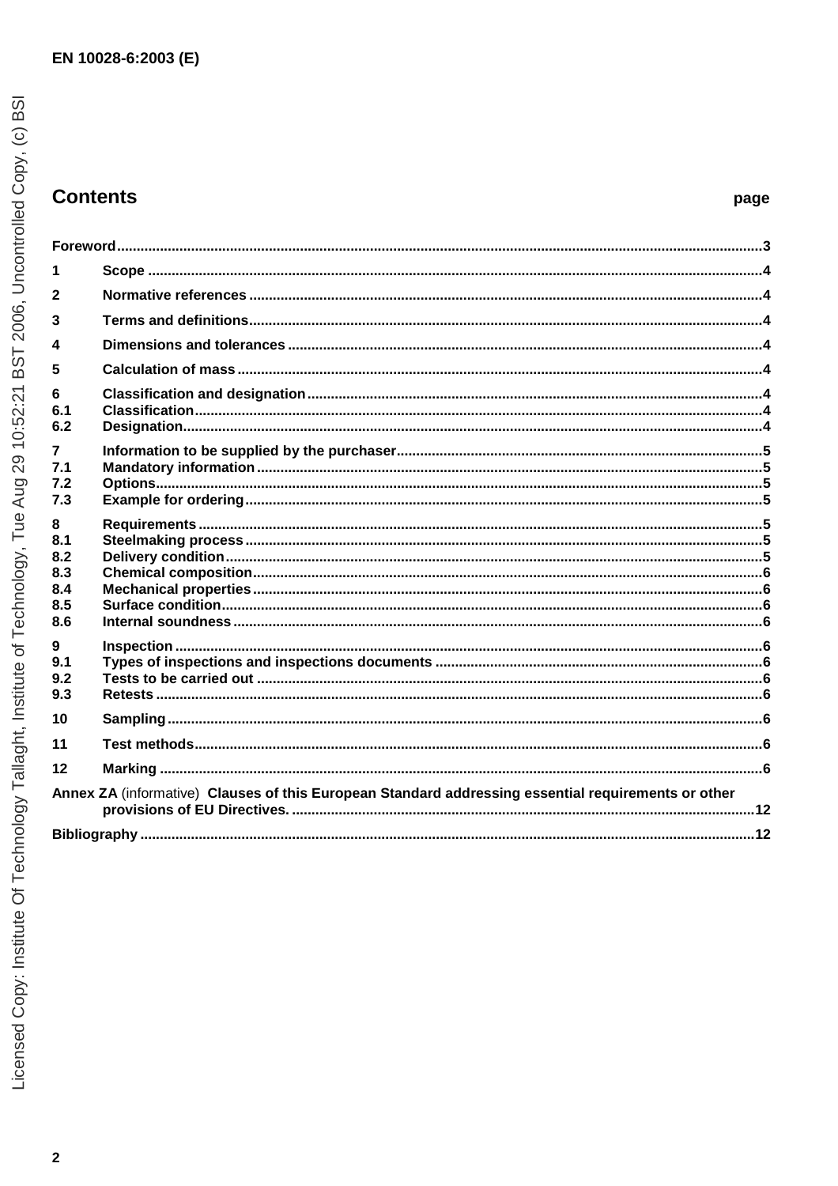# Contents

page

Foreword .... 3

1 Scope .... 4

2 Normative references .... 4

3 Terms and definitions .... 4

4 Dimensions and tolerances .... 4

5 Calculation of mass .... 4

6 Classification and designation .... 4
6.1 Classification .... 4
6.2 Designation .... 4

7 Information to be supplied by the purchaser .... 5
7.1 Mandatory information .... 5
7.2 Options .... 5
7.3 Example for ordering .... 5

8 Requirements .... 5
8.1 Steelmaking process .... 5
8.2 Delivery condition .... 5
8.3 Chemical composition .... 6
8.4 Mechanical properties .... 6
8.5 Surface condition .... 6
8.6 Internal soundness .... 6

9 Inspection .... 6
9.1 Types of inspections and inspections documents .... 6
9.2 Tests to be carried out .... 6
9.3 Retests .... 6

10 Sampling .... 6

11 Test methods .... 6

12 Marking .... 6

Annex ZA (informative) Clauses of this European Standard addressing essential requirements or other provisions of EU Directives. .... 12

Bibliography .... 12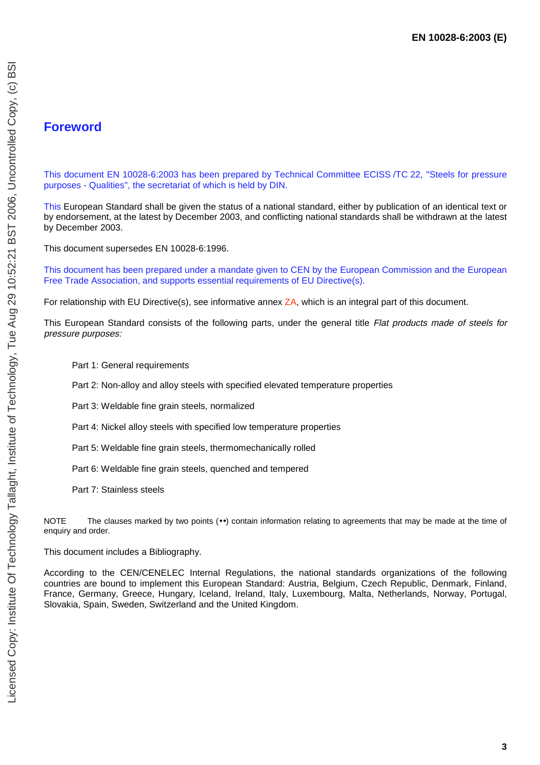# Foreword

This document EN 10028-6:2003 has been prepared by Technical Committee ECISS /TC 22, "Steels for pressure purposes - Qualities", the secretariat of which is held by DIN.

This European Standard shall be given the status of a national standard, either by publication of an identical text or by endorsement, at the latest by December 2003, and conflicting national standards shall be withdrawn at the latest by December 2003.

This document supersedes EN 10028-6:1996.

This document has been prepared under a mandate given to CEN by the European Commission and the European Free Trade Association, and supports essential requirements of EU Directive(s).

For relationship with EU Directive(s), see informative annex ZA, which is an integral part of this document.

This European Standard consists of the following parts, under the general title *Flat products made of steels for pressure purposes:*

- Part 1: General requirements
- Part 2: Non-alloy and alloy steels with specified elevated temperature properties
- Part 3: Weldable fine grain steels, normalized
- Part 4: Nickel alloy steels with specified low temperature properties
- Part 5: Weldable fine grain steels, thermomechanically rolled
- Part 6: Weldable fine grain steels, quenched and tempered
- Part 7: Stainless steels

NOTE The clauses marked by two points (••) contain information relating to agreements that may be made at the time of enquiry and order.

This document includes a Bibliography.

According to the CEN/CENELEC Internal Regulations, the national standards organizations of the following countries are bound to implement this European Standard: Austria, Belgium, Czech Republic, Denmark, Finland, France, Germany, Greece, Hungary, Iceland, Ireland, Italy, Luxembourg, Malta, Netherlands, Norway, Portugal, Slovakia, Spain, Sweden, Switzerland and the United Kingdom.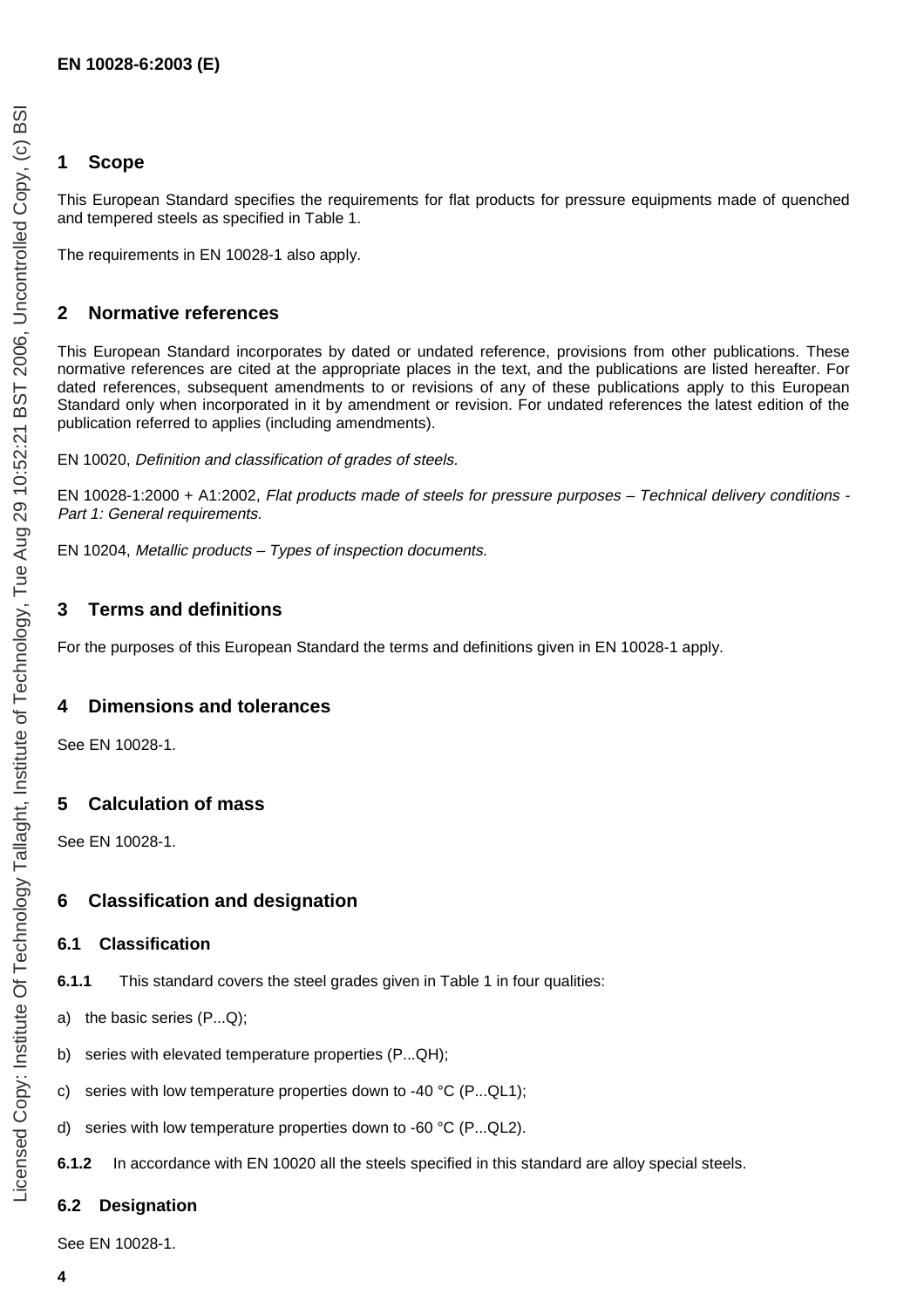## 1 Scope

This European Standard specifies the requirements for flat products for pressure equipments made of quenched and tempered steels as specified in Table 1.

The requirements in EN 10028-1 also apply.

## 2 Normative references

This European Standard incorporates by dated or undated reference, provisions from other publications. These normative references are cited at the appropriate places in the text, and the publications are listed hereafter. For dated references, subsequent amendments to or revisions of any of these publications apply to this European Standard only when incorporated in it by amendment or revision. For undated references the latest edition of the publication referred to applies (including amendments).

EN 10020, *Definition and classification of grades of steels.*

EN 10028-1:2000 + A1:2002, *Flat products made of steels for pressure purposes – Technical delivery conditions - Part 1: General requirements.*

EN 10204, *Metallic products – Types of inspection documents.*

## 3 Terms and definitions

For the purposes of this European Standard the terms and definitions given in EN 10028-1 apply.

## 4 Dimensions and tolerances

See EN 10028-1.

## 5 Calculation of mass

See EN 10028-1.

## 6 Classification and designation

### 6.1 Classification

**6.1.1** This standard covers the steel grades given in Table 1 in four qualities:

a) the basic series (P...Q);

b) series with elevated temperature properties (P...QH);

c) series with low temperature properties down to -40 °C (P...QL1);

d) series with low temperature properties down to -60 °C (P...QL2).

**6.1.2** In accordance with EN 10020 all the steels specified in this standard are alloy special steels.

### 6.2 Designation

See EN 10028-1.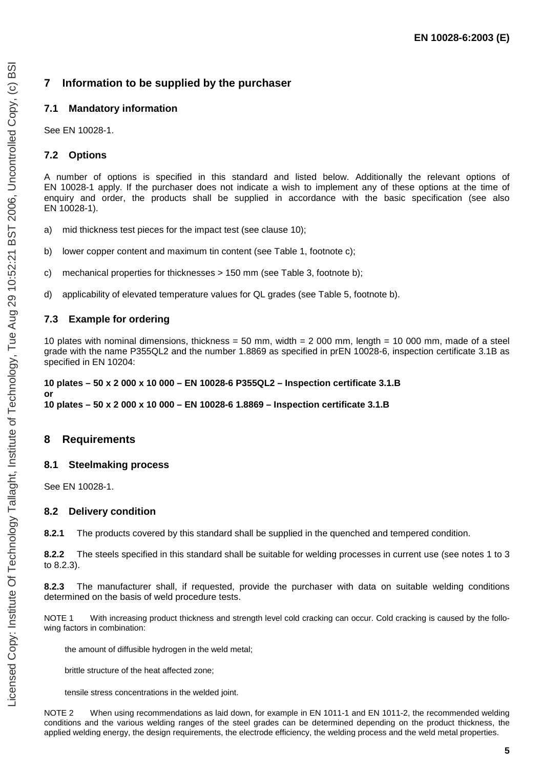## 7 Information to be supplied by the purchaser

### 7.1 Mandatory information

See EN 10028-1.

### 7.2 Options

A number of options is specified in this standard and listed below. Additionally the relevant options of EN 10028-1 apply. If the purchaser does not indicate a wish to implement any of these options at the time of enquiry and order, the products shall be supplied in accordance with the basic specification (see also EN 10028-1).

a) mid thickness test pieces for the impact test (see clause 10);

b) lower copper content and maximum tin content (see Table 1, footnote c);

c) mechanical properties for thicknesses > 150 mm (see Table 3, footnote b);

d) applicability of elevated temperature values for QL grades (see Table 5, footnote b).

### 7.3 Example for ordering

10 plates with nominal dimensions, thickness = 50 mm, width = 2 000 mm, length = 10 000 mm, made of a steel grade with the name P355QL2 and the number 1.8869 as specified in prEN 10028-6, inspection certificate 3.1B as specified in EN 10204:

**10 plates – 50 x 2 000 x 10 000 – EN 10028-6 P355QL2 – Inspection certificate 3.1.B**
**or**
**10 plates – 50 x 2 000 x 10 000 – EN 10028-6 1.8869 – Inspection certificate 3.1.B**

## 8 Requirements

### 8.1 Steelmaking process

See EN 10028-1.

### 8.2 Delivery condition

**8.2.1** The products covered by this standard shall be supplied in the quenched and tempered condition.

**8.2.2** The steels specified in this standard shall be suitable for welding processes in current use (see notes 1 to 3 to 8.2.3).

**8.2.3** The manufacturer shall, if requested, provide the purchaser with data on suitable welding conditions determined on the basis of weld procedure tests.

NOTE 1 With increasing product thickness and strength level cold cracking can occur. Cold cracking is caused by the following factors in combination:

the amount of diffusible hydrogen in the weld metal;

brittle structure of the heat affected zone;

tensile stress concentrations in the welded joint.

NOTE 2 When using recommendations as laid down, for example in EN 1011-1 and EN 1011-2, the recommended welding conditions and the various welding ranges of the steel grades can be determined depending on the product thickness, the applied welding energy, the design requirements, the electrode efficiency, the welding process and the weld metal properties.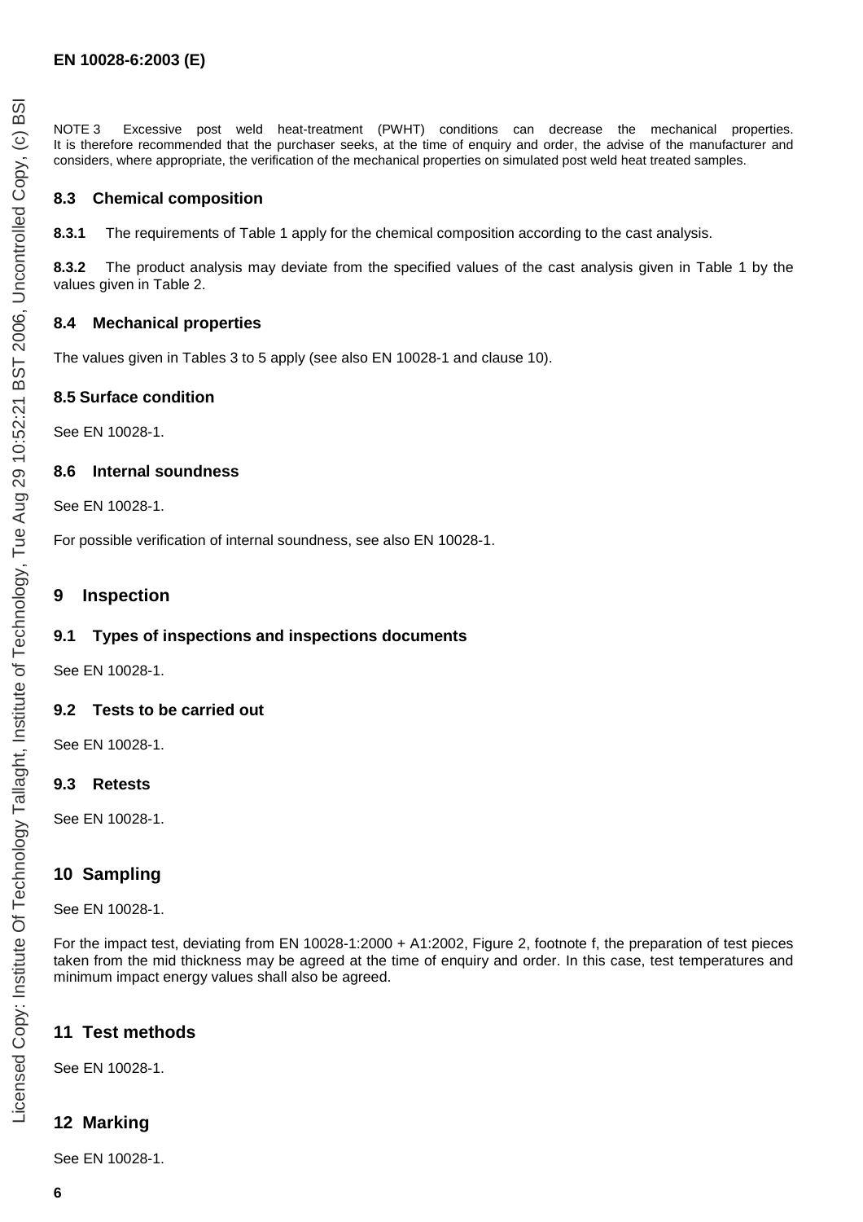NOTE 3 Excessive post weld heat-treatment (PWHT) conditions can decrease the mechanical properties. It is therefore recommended that the purchaser seeks, at the time of enquiry and order, the advise of the manufacturer and considers, where appropriate, the verification of the mechanical properties on simulated post weld heat treated samples.

### 8.3 Chemical composition

**8.3.1** The requirements of Table 1 apply for the chemical composition according to the cast analysis.

**8.3.2** The product analysis may deviate from the specified values of the cast analysis given in Table 1 by the values given in Table 2.

### 8.4 Mechanical properties

The values given in Tables 3 to 5 apply (see also EN 10028-1 and clause 10).

### 8.5 Surface condition

See EN 10028-1.

### 8.6 Internal soundness

See EN 10028-1.

For possible verification of internal soundness, see also EN 10028-1.

## 9 Inspection

### 9.1 Types of inspections and inspections documents

See EN 10028-1.

### 9.2 Tests to be carried out

See EN 10028-1.

### 9.3 Retests

See EN 10028-1.

## 10 Sampling

See EN 10028-1.

For the impact test, deviating from EN 10028-1:2000 + A1:2002, Figure 2, footnote f, the preparation of test pieces taken from the mid thickness may be agreed at the time of enquiry and order. In this case, test temperatures and minimum impact energy values shall also be agreed.

## 11 Test methods

See EN 10028-1.

## 12 Marking

See EN 10028-1.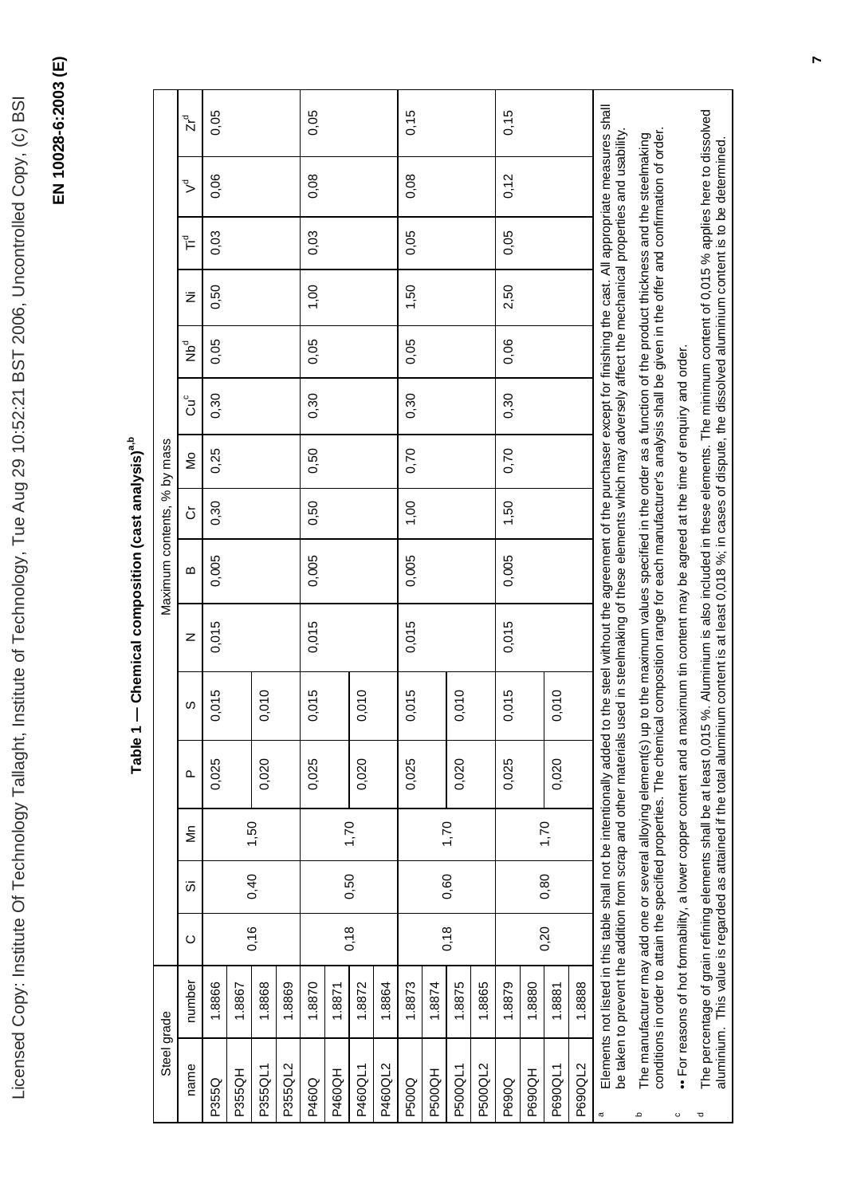**Table 1 — Chemical composition (cast analysis)[a,b]**

| Steel grade | | Maximum contents, % by mass | | | | | | | | | | | | | | |
|---|---|---|---|---|---|---|---|---|---|---|---|---|---|---|---|---|
| name | number | C | Si | Mn | P | S | N | B | Cr | Mo | Cu[c] | Nb[d] | Ni | Ti[d] | V[d] | Zr[d] |
| P355Q | 1.8866 | 0,16 | 0,40 | 1,50 | 0,025 | 0,015 | 0,015 | 0,005 | 0,30 | 0,25 | 0,30 | 0,05 | 0,50 | 0,03 | 0,06 | 0,05 |
| P355QH | 1.8867 | | | | | | | | | | | | | | | |
| P355QL1 | 1.8868 | | | | 0,020 | 0,010 | | | | | | | | | | |
| P355QL2 | 1.8869 | | | | | | | | | | | | | | | |
| P460Q | 1.8870 | 0,18 | 0,50 | 1,70 | 0,025 | 0,015 | 0,015 | 0,005 | 0,50 | 0,50 | 0,30 | 0,05 | 1,00 | 0,03 | 0,08 | 0,05 |
| P460QH | 1.8871 | | | | | | | | | | | | | | | |
| P460QL1 | 1.8872 | | | | 0,020 | 0,010 | | | | | | | | | | |
| P460QL2 | 1.8864 | | | | | | | | | | | | | | | |
| P500Q | 1.8873 | 0,18 | 0,60 | 1,70 | 0,025 | 0,015 | 0,015 | 0,005 | 1,00 | 0,70 | 0,30 | 0,05 | 1,50 | 0,05 | 0,08 | 0,15 |
| P500QH | 1.8874 | | | | | | | | | | | | | | | |
| P500QL1 | 1.8875 | | | | 0,020 | 0,010 | | | | | | | | | | |
| P500QL2 | 1.8865 | | | | | | | | | | | | | | | |
| P690Q | 1.8879 | 0,20 | 0,80 | 1,70 | 0,025 | 0,015 | 0,015 | 0,005 | 1,50 | 0,70 | 0,30 | 0,06 | 2,50 | 0,05 | 0,12 | 0,15 |
| P690QH | 1.8880 | | | | | | | | | | | | | | | |
| P690QL1 | 1.8881 | | | | 0,020 | 0,010 | | | | | | | | | | |
| P690QL2 | 1.8888 | | | | | | | | | | | | | | | |

[a] Elements not listed in this table shall not be intentionally added to the steel without the agreement of the purchaser except for finishing the cast. All appropriate measures shall be taken to prevent the addition from scrap and other materials used in steelmaking of these elements which may adversely affect the mechanical properties and usability.

[b] The manufacturer may add one or several alloying element(s) up to the maximum values specified in the order as a function of the product thickness and the steelmaking conditions in order to attain the specified properties. The chemical composition range for each manufacturer's analysis shall be given in the offer and confirmation of order.

[c] •• For reasons of hot formability, a lower copper content and a maximum tin content may be agreed at the time of enquiry and order.

[d] The percentage of grain refining elements shall be at least 0,015 %. Aluminium is also included in these elements. The minimum content of 0,015 % applies here to dissolved aluminium. This value is regarded as attained if the total aluminium content is at least 0,018 %; in cases of dispute, the dissolved aluminium content is to be determined.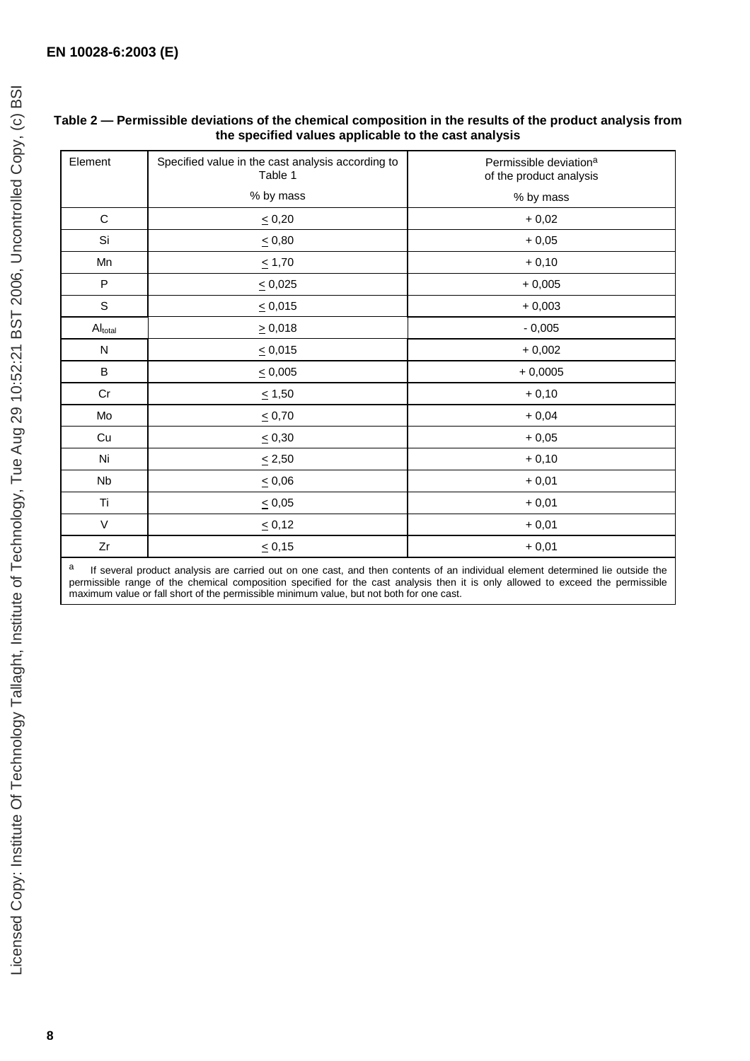**Table 2 — Permissible deviations of the chemical composition in the results of the product analysis from the specified values applicable to the cast analysis**

| Element | Specified value in the cast analysis according to Table 1<br>% by mass | Permissible deviation[a] of the product analysis<br>% by mass |
|---|---|---|
| C | ≤ 0,20 | + 0,02 |
| Si | ≤ 0,80 | + 0,05 |
| Mn | ≤ 1,70 | + 0,10 |
| P | ≤ 0,025 | + 0,005 |
| S | ≤ 0,015 | + 0,003 |
| $Al_{total}$ | ≥ 0,018 | - 0,005 |
| N | ≤ 0,015 | + 0,002 |
| B | ≤ 0,005 | + 0,0005 |
| Cr | ≤ 1,50 | + 0,10 |
| Mo | ≤ 0,70 | + 0,04 |
| Cu | ≤ 0,30 | + 0,05 |
| Ni | ≤ 2,50 | + 0,10 |
| Nb | ≤ 0,06 | + 0,01 |
| Ti | ≤ 0,05 | + 0,01 |
| V | ≤ 0,12 | + 0,01 |
| Zr | ≤ 0,15 | + 0,01 |

[a] If several product analysis are carried out on one cast, and then contents of an individual element determined lie outside the permissible range of the chemical composition specified for the cast analysis then it is only allowed to exceed the permissible maximum value or fall short of the permissible minimum value, but not both for one cast.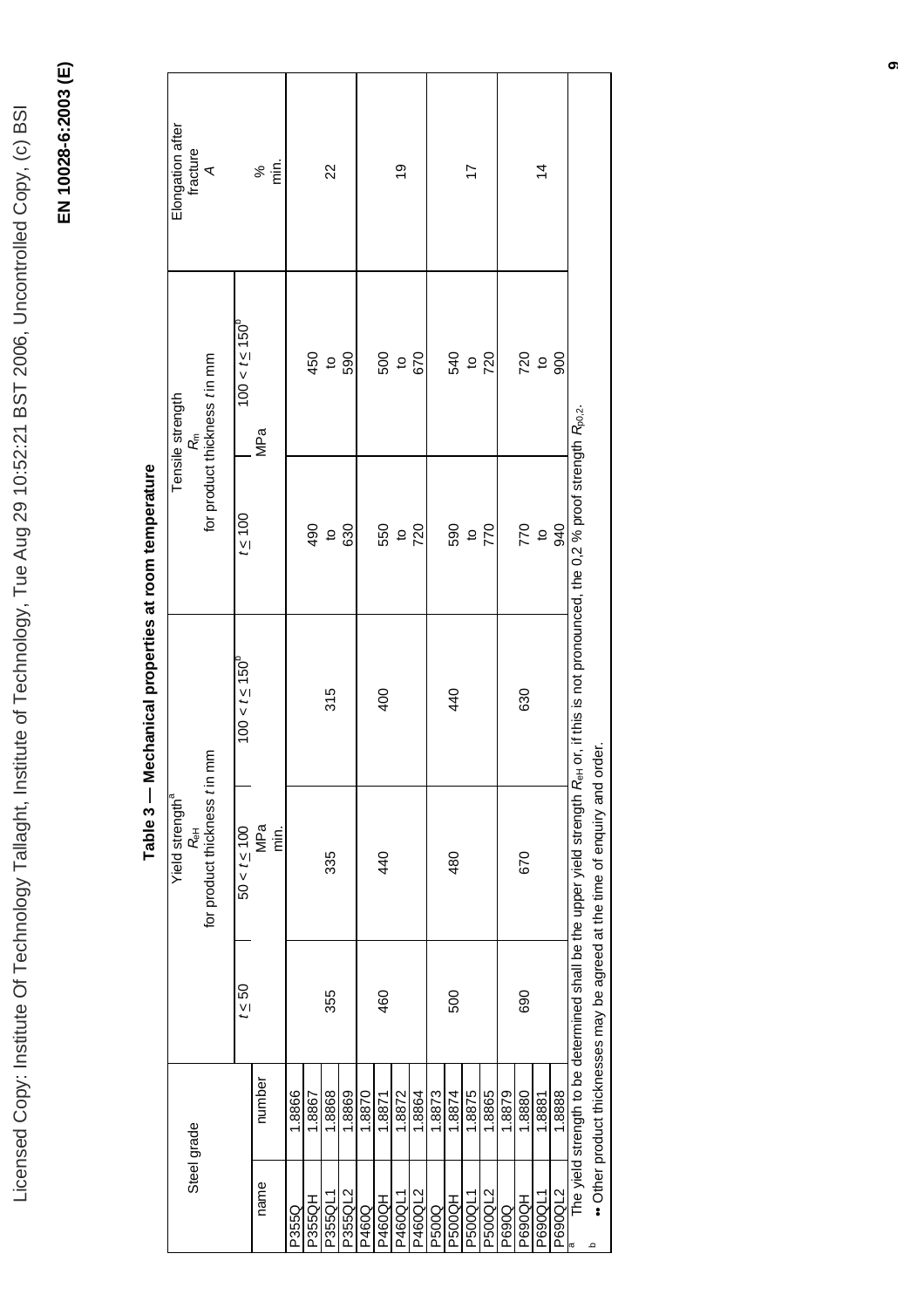**Table 3 — Mechanical properties at room temperature**

| Steel grade | | Yield strength[a] $R_{eH}$ for product thickness $t$ in mm | | | Tensile strength $R_m$ for product thickness $t$ in mm | | Elongation after fracture $A$ |
|---|---|---|---|---|---|---|---|
| | | $t \leq 50$ | $50 < t \leq 100$ | $100 < t \leq 150$[b] | $t \leq 100$ | $100 < t \leq 150$[b] | |
| name | number | | MPa min. | | MPa | | % min. |
| P355Q | 1.8866 | 355 | 335 | 315 | 490 to 630 | 450 to 590 | 22 |
| P355QH | 1.8867 | | | | | | |
| P355QL1 | 1.8868 | | | | | | |
| P355QL2 | 1.8869 | | | | | | |
| P460Q | 1.8870 | 460 | 440 | 400 | 550 to 720 | 500 to 670 | 19 |
| P460QH | 1.8871 | | | | | | |
| P460QL1 | 1.8872 | | | | | | |
| P460QL2 | 1.8864 | | | | | | |
| P500Q | 1.8873 | 500 | 480 | 440 | 590 to 770 | 540 to 720 | 17 |
| P500QH | 1.8874 | | | | | | |
| P500QL1 | 1.8875 | | | | | | |
| P500QL2 | 1.8865 | | | | | | |
| P690Q | 1.8879 | 690 | 670 | 630 | 770 to 940 | 720 to 900 | 14 |
| P690QH | 1.8880 | | | | | | |
| P690QL1 | 1.8881 | | | | | | |
| P690QL2 | 1.8888 | | | | | | |

[a] The yield strength to be determined shall be the upper yield strength $R_{eH}$ or, if this is not pronounced, the 0,2 % proof strength $R_{p0,2}$.

[b] Other product thicknesses may be agreed at the time of enquiry and order.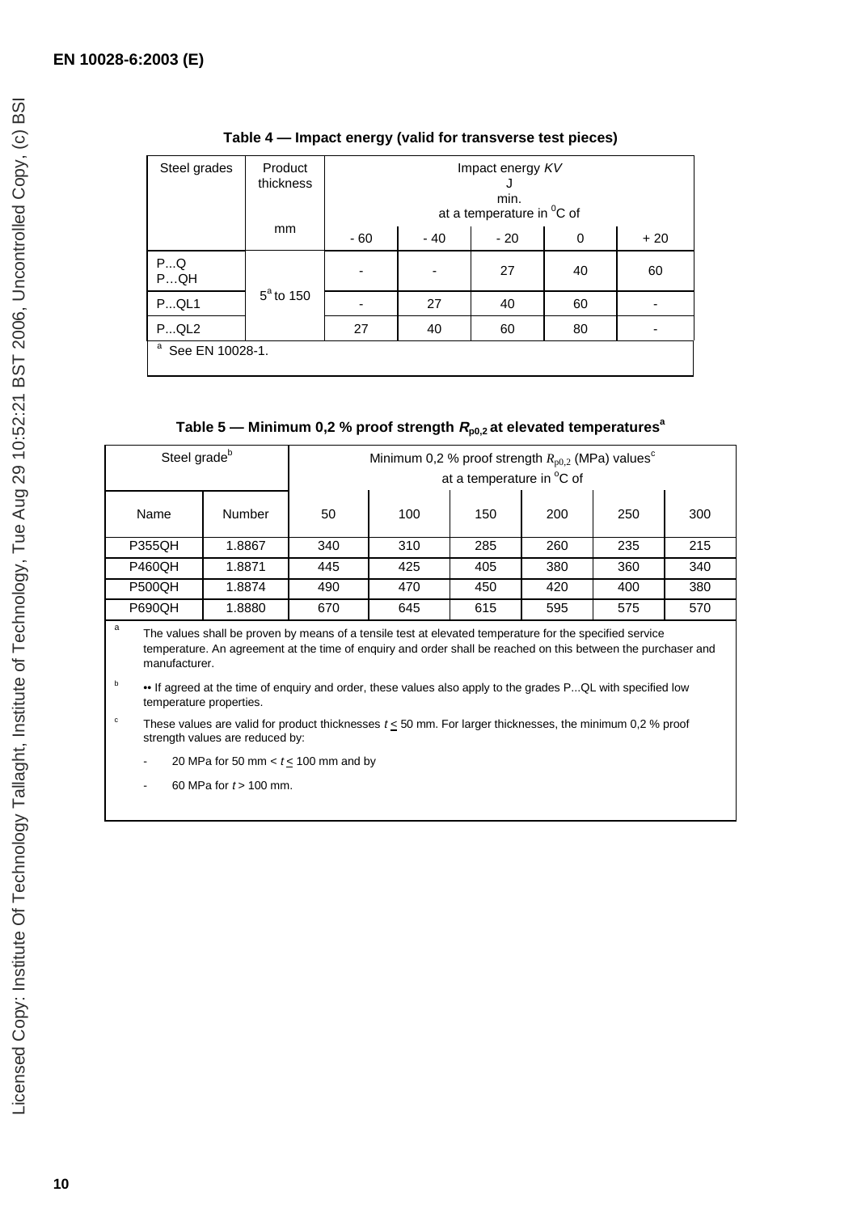**Table 4 — Impact energy (valid for transverse test pieces)**

| Steel grades | Product thickness mm | Impact energy *KV* J min. at a temperature in °C of | | | | |
|---|---|---|---|---|---|---|
| | | - 60 | - 40 | - 20 | 0 | + 20 |
| P...Q P…QH | 5[a] to 150 | - | - | 27 | 40 | 60 |
| P...QL1 | | - | 27 | 40 | 60 | - |
| P...QL2 | | 27 | 40 | 60 | 80 | - |

[a] See EN 10028-1.

**Table 5 — Minimum 0,2 % proof strength $R_{p0,2}$ at elevated temperatures[a]**

| Steel grade[b] | | Minimum 0,2 % proof strength $R_{p0,2}$ (MPa) values[c] at a temperature in °C of | | | | | |
|---|---|---|---|---|---|---|---|
| Name | Number | 50 | 100 | 150 | 200 | 250 | 300 |
| P355QH | 1.8867 | 340 | 310 | 285 | 260 | 235 | 215 |
| P460QH | 1.8871 | 445 | 425 | 405 | 380 | 360 | 340 |
| P500QH | 1.8874 | 490 | 470 | 450 | 420 | 400 | 380 |
| P690QH | 1.8880 | 670 | 645 | 615 | 595 | 575 | 570 |

[a] The values shall be proven by means of a tensile test at elevated temperature for the specified service temperature. An agreement at the time of enquiry and order shall be reached on this between the purchaser and manufacturer.

[b] •• If agreed at the time of enquiry and order, these values also apply to the grades P...QL with specified low temperature properties.

[c] These values are valid for product thicknesses $t \leq 50$ mm. For larger thicknesses, the minimum 0,2 % proof strength values are reduced by:

- 20 MPa for 50 mm < $t \leq$ 100 mm and by
- 60 MPa for $t$ > 100 mm.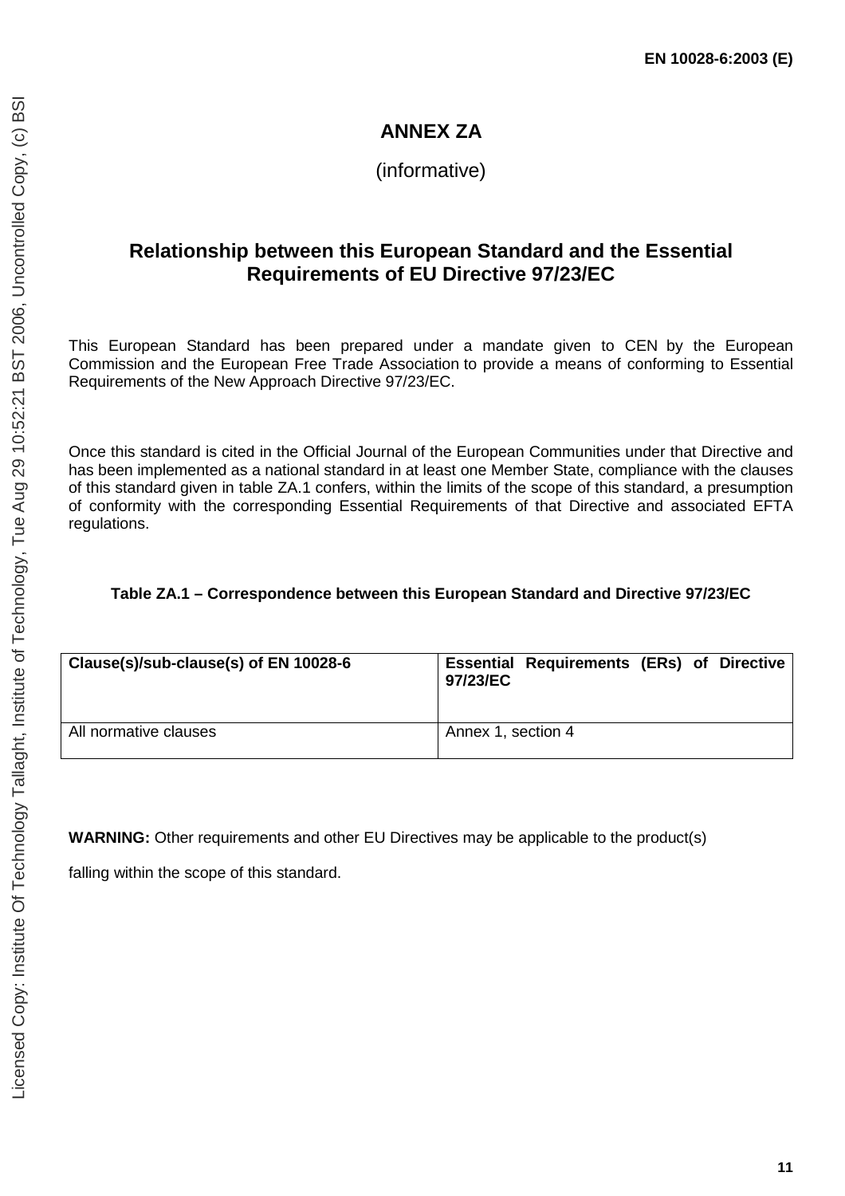# ANNEX ZA

(informative)

## Relationship between this European Standard and the Essential Requirements of EU Directive 97/23/EC

This European Standard has been prepared under a mandate given to CEN by the European Commission and the European Free Trade Association to provide a means of conforming to Essential Requirements of the New Approach Directive 97/23/EC.

Once this standard is cited in the Official Journal of the European Communities under that Directive and has been implemented as a national standard in at least one Member State, compliance with the clauses of this standard given in table ZA.1 confers, within the limits of the scope of this standard, a presumption of conformity with the corresponding Essential Requirements of that Directive and associated EFTA regulations.

**Table ZA.1 – Correspondence between this European Standard and Directive 97/23/EC**

| Clause(s)/sub-clause(s) of EN 10028-6 | Essential Requirements (ERs) of Directive 97/23/EC |
|---|---|
| All normative clauses | Annex 1, section 4 |

**WARNING:** Other requirements and other EU Directives may be applicable to the product(s)

falling within the scope of this standard.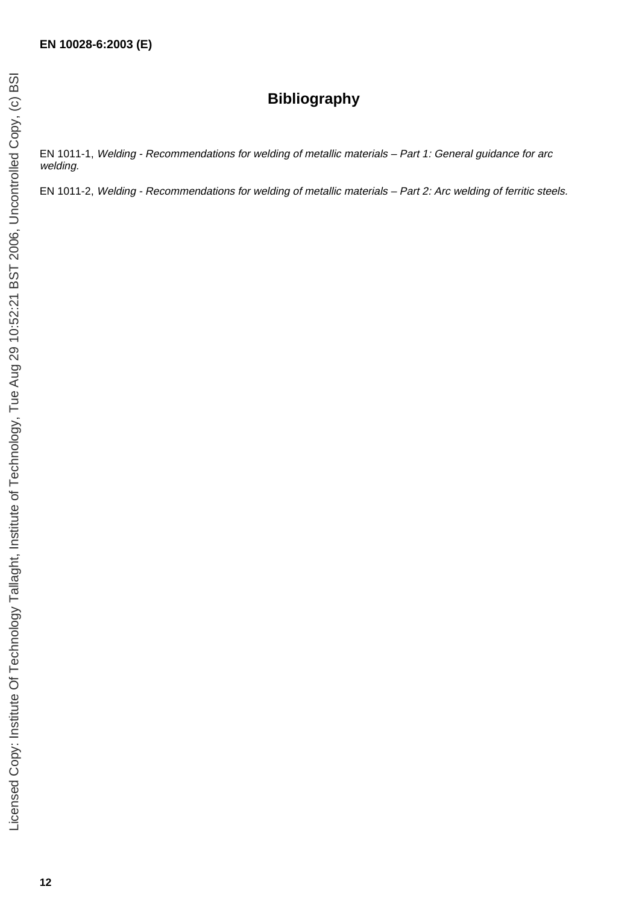# Bibliography

EN 1011-1, *Welding - Recommendations for welding of metallic materials – Part 1: General guidance for arc welding.*

EN 1011-2, *Welding - Recommendations for welding of metallic materials – Part 2: Arc welding of ferritic steels.*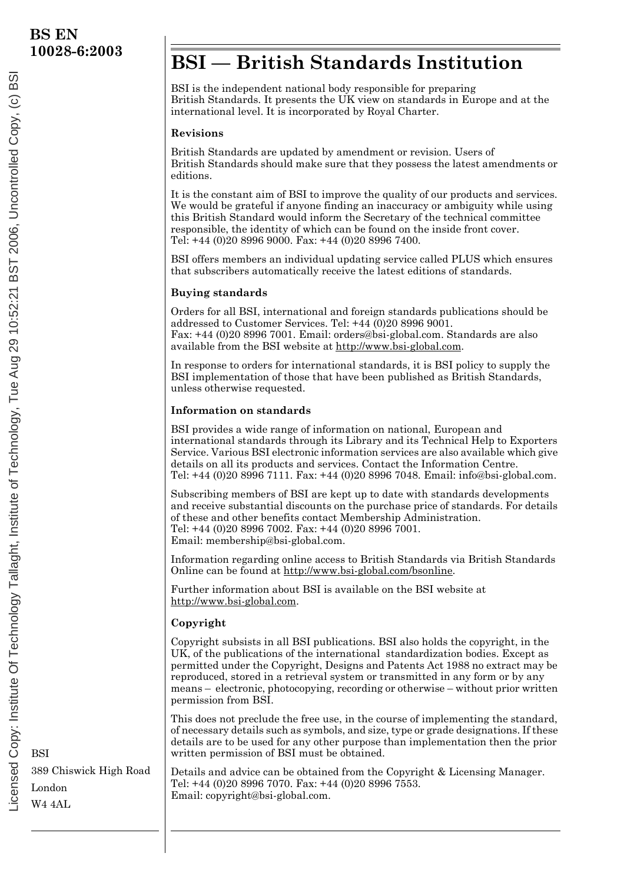# BSI — British Standards Institution

BSI is the independent national body responsible for preparing British Standards. It presents the UK view on standards in Europe and at the international level. It is incorporated by Royal Charter.

### Revisions

British Standards are updated by amendment or revision. Users of British Standards should make sure that they possess the latest amendments or editions.

It is the constant aim of BSI to improve the quality of our products and services. We would be grateful if anyone finding an inaccuracy or ambiguity while using this British Standard would inform the Secretary of the technical committee responsible, the identity of which can be found on the inside front cover. Tel: +44 (0)20 8996 9000. Fax: +44 (0)20 8996 7400.

BSI offers members an individual updating service called PLUS which ensures that subscribers automatically receive the latest editions of standards.

### Buying standards

Orders for all BSI, international and foreign standards publications should be addressed to Customer Services. Tel: +44 (0)20 8996 9001. Fax: +44 (0)20 8996 7001. Email: orders@bsi-global.com. Standards are also available from the BSI website at http://www.bsi-global.com.

In response to orders for international standards, it is BSI policy to supply the BSI implementation of those that have been published as British Standards, unless otherwise requested.

### Information on standards

BSI provides a wide range of information on national, European and international standards through its Library and its Technical Help to Exporters Service. Various BSI electronic information services are also available which give details on all its products and services. Contact the Information Centre. Tel: +44 (0)20 8996 7111. Fax: +44 (0)20 8996 7048. Email: info@bsi-global.com.

Subscribing members of BSI are kept up to date with standards developments and receive substantial discounts on the purchase price of standards. For details of these and other benefits contact Membership Administration. Tel: +44 (0)20 8996 7002. Fax: +44 (0)20 8996 7001. Email: membership@bsi-global.com.

Information regarding online access to British Standards via British Standards Online can be found at http://www.bsi-global.com/bsonline.

Further information about BSI is available on the BSI website at http://www.bsi-global.com.

### Copyright

Copyright subsists in all BSI publications. BSI also holds the copyright, in the UK, of the publications of the international standardization bodies. Except as permitted under the Copyright, Designs and Patents Act 1988 no extract may be reproduced, stored in a retrieval system or transmitted in any form or by any means – electronic, photocopying, recording or otherwise – without prior written permission from BSI.

This does not preclude the free use, in the course of implementing the standard, of necessary details such as symbols, and size, type or grade designations. If these details are to be used for any other purpose than implementation then the prior written permission of BSI must be obtained.

Details and advice can be obtained from the Copyright & Licensing Manager. Tel: +44 (0)20 8996 7070. Fax: +44 (0)20 8996 7553. Email: copyright@bsi-global.com.

BSI
389 Chiswick High Road
London
W4 4AL